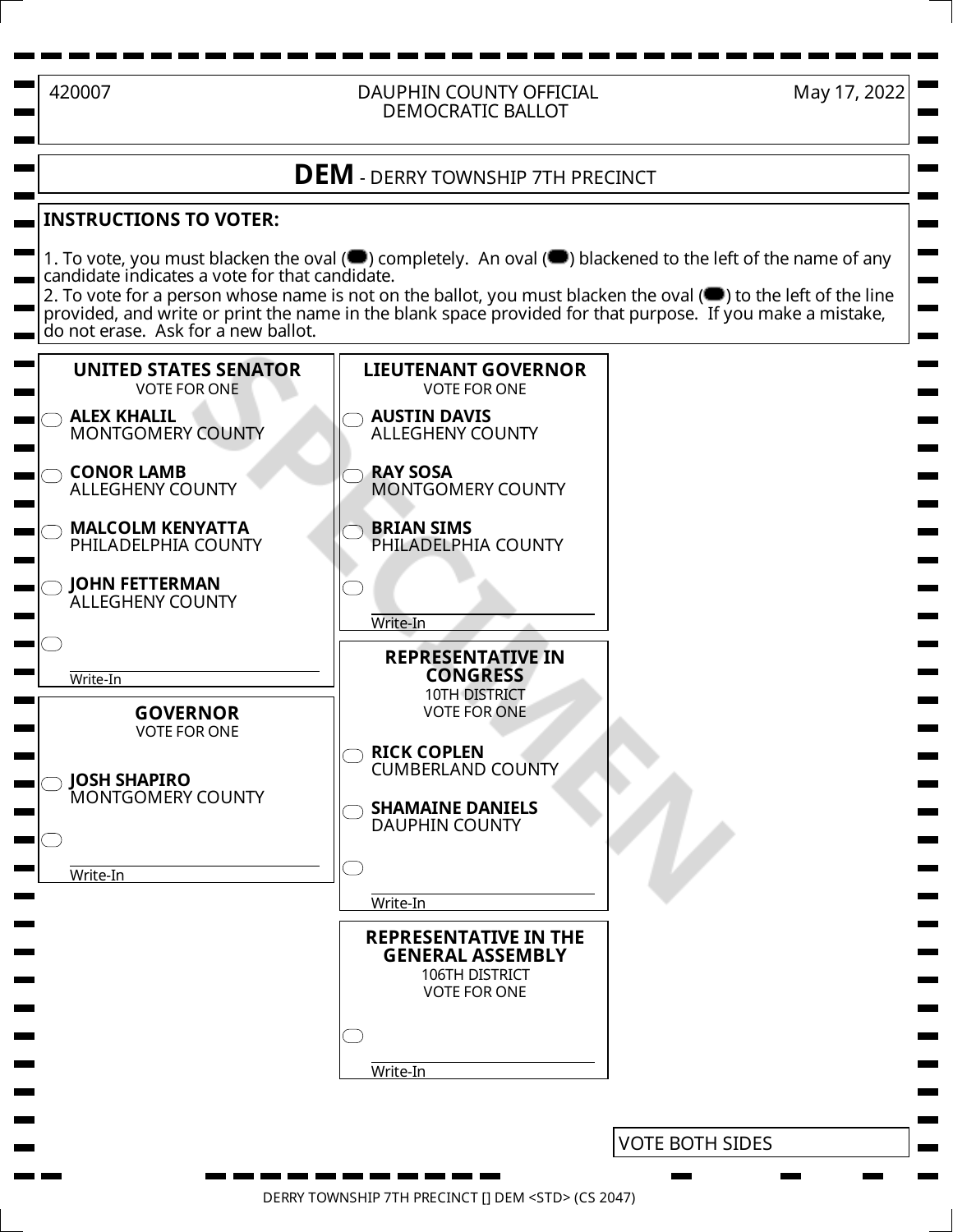420007

DAUPHIN COUNTY OFFICIAL
DEMOCRATIC BALLOT

May 17, 2022

# DEM - DERRY TOWNSHIP 7TH PRECINCT

**INSTRUCTIONS TO VOTER:**

1. To vote, you must blacken the oval (⬬) completely. An oval (⬬) blackened to the left of the name of any candidate indicates a vote for that candidate.
2. To vote for a person whose name is not on the ballot, you must blacken the oval (⬬) to the left of the line provided, and write or print the name in the blank space provided for that purpose. If you make a mistake, do not erase. Ask for a new ballot.

## UNITED STATES SENATOR
VOTE FOR ONE

- ⬭ **ALEX KHALIL** MONTGOMERY COUNTY
- ⬭ **CONOR LAMB** ALLEGHENY COUNTY
- ⬭ **MALCOLM KENYATTA** PHILADELPHIA COUNTY
- ⬭ **JOHN FETTERMAN** ALLEGHENY COUNTY
- ⬭ ____________ Write-In

## GOVERNOR
VOTE FOR ONE

- ⬭ **JOSH SHAPIRO** MONTGOMERY COUNTY
- ⬭ ____________ Write-In

## LIEUTENANT GOVERNOR
VOTE FOR ONE

- ⬭ **AUSTIN DAVIS** ALLEGHENY COUNTY
- ⬭ **RAY SOSA** MONTGOMERY COUNTY
- ⬭ **BRIAN SIMS** PHILADELPHIA COUNTY
- ⬭ ____________ Write-In

## REPRESENTATIVE IN CONGRESS
10TH DISTRICT
VOTE FOR ONE

- ⬭ **RICK COPLEN** CUMBERLAND COUNTY
- ⬭ **SHAMAINE DANIELS** DAUPHIN COUNTY
- ⬭ ____________ Write-In

## REPRESENTATIVE IN THE GENERAL ASSEMBLY
106TH DISTRICT
VOTE FOR ONE

- ⬭ ____________ Write-In

VOTE BOTH SIDES

DERRY TOWNSHIP 7TH PRECINCT [] DEM <STD> (CS 2047)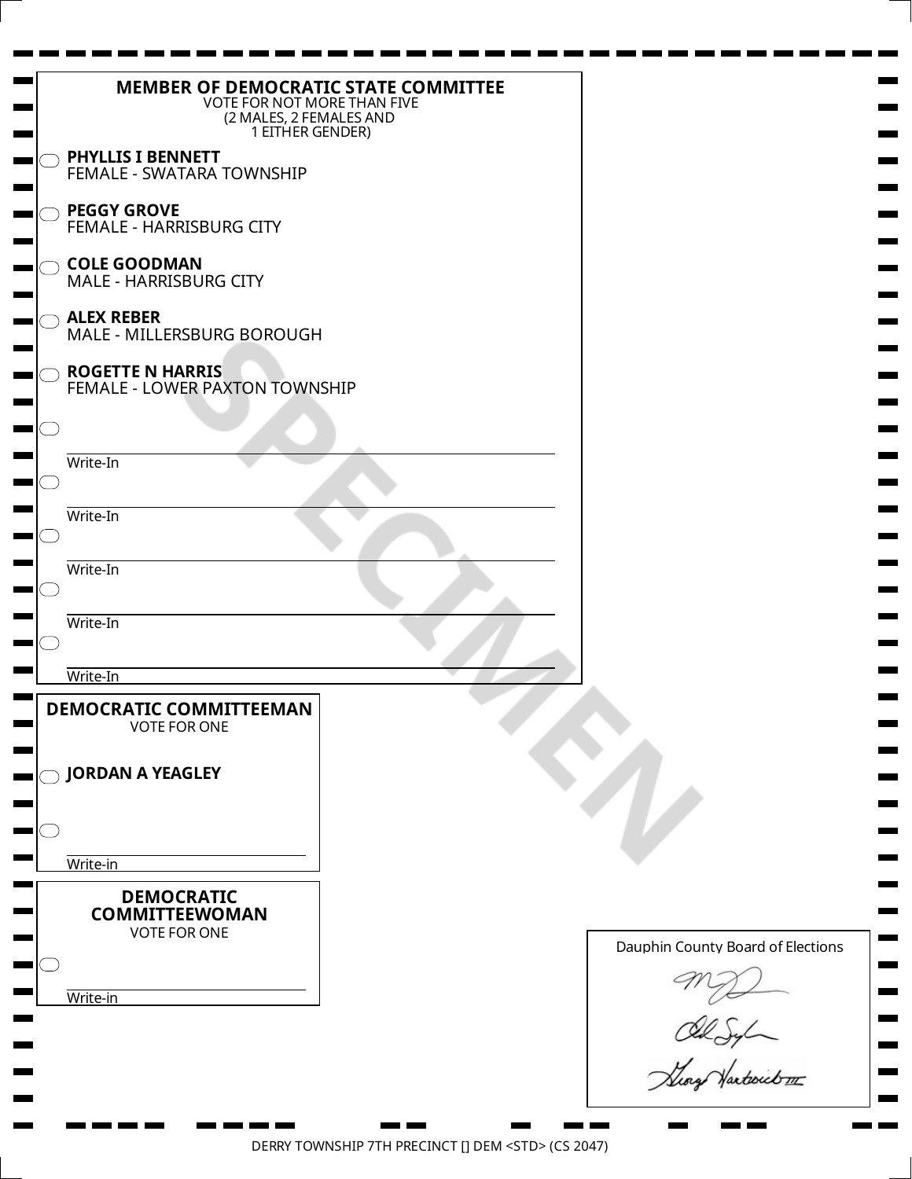## MEMBER OF DEMOCRATIC STATE COMMITTEE

VOTE FOR NOT MORE THAN FIVE
(2 MALES, 2 FEMALES AND
1 EITHER GENDER)

- **PHYLLIS I BENNETT**
  FEMALE - SWATARA TOWNSHIP
- **PEGGY GROVE**
  FEMALE - HARRISBURG CITY
- **COLE GOODMAN**
  MALE - HARRISBURG CITY
- **ALEX REBER**
  MALE - MILLERSBURG BOROUGH
- **ROGETTE N HARRIS**
  FEMALE - LOWER PAXTON TOWNSHIP
- Write-In
- Write-In
- Write-In
- Write-In
- Write-In

## DEMOCRATIC COMMITTEEMAN

VOTE FOR ONE

- **JORDAN A YEAGLEY**
- Write-in

## DEMOCRATIC COMMITTEEWOMAN

VOTE FOR ONE

- Write-in

SPECIMEN

Dauphin County Board of Elections

DERRY TOWNSHIP 7TH PRECINCT [] DEM <STD> (CS 2047)